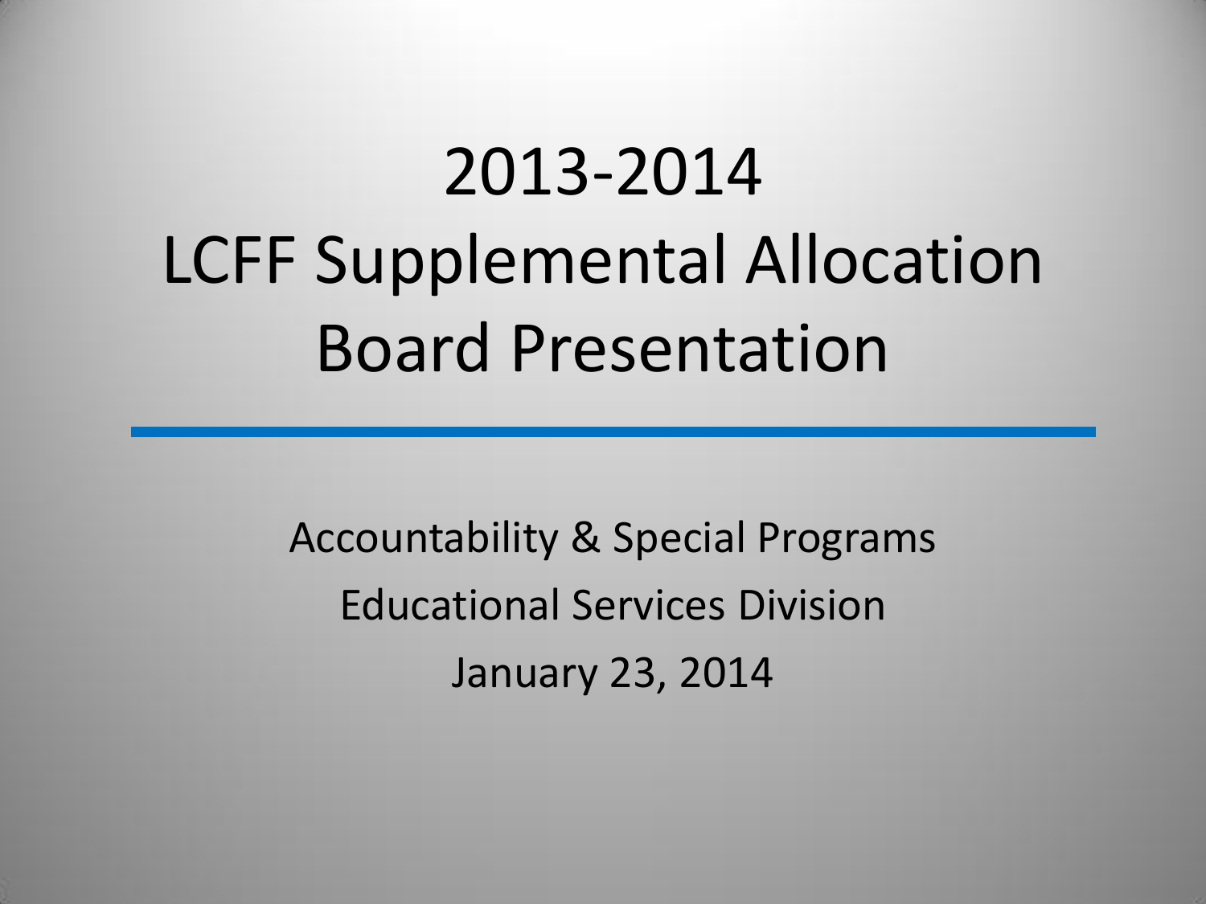# 2013-2014
# LCFF Supplemental Allocation
# Board Presentation

Accountability & Special Programs

Educational Services Division

January 23, 2014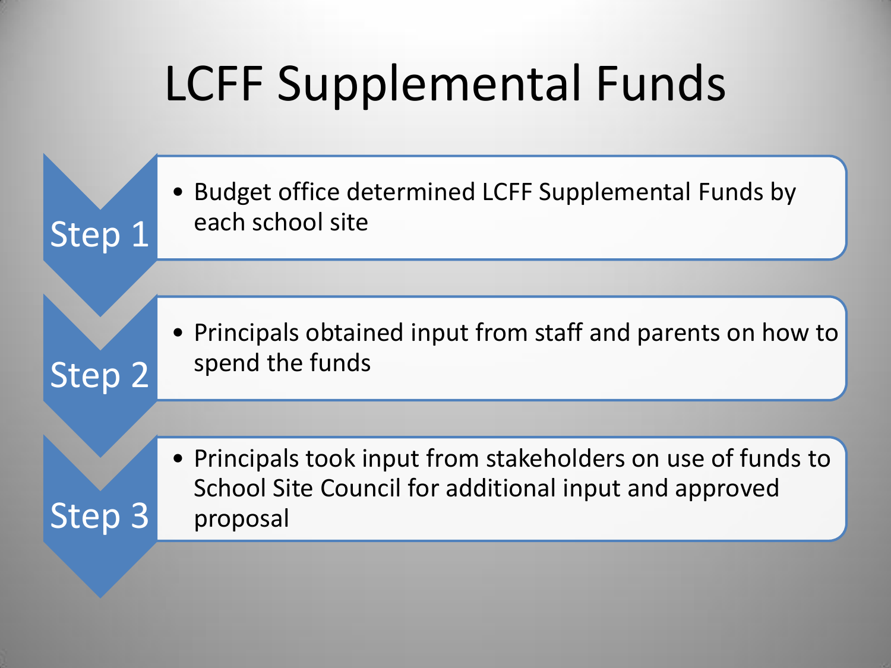# LCFF Supplemental Funds

**Step 1**

- Budget office determined LCFF Supplemental Funds by each school site

**Step 2**

- Principals obtained input from staff and parents on how to spend the funds

**Step 3**

- Principals took input from stakeholders on use of funds to School Site Council for additional input and approved proposal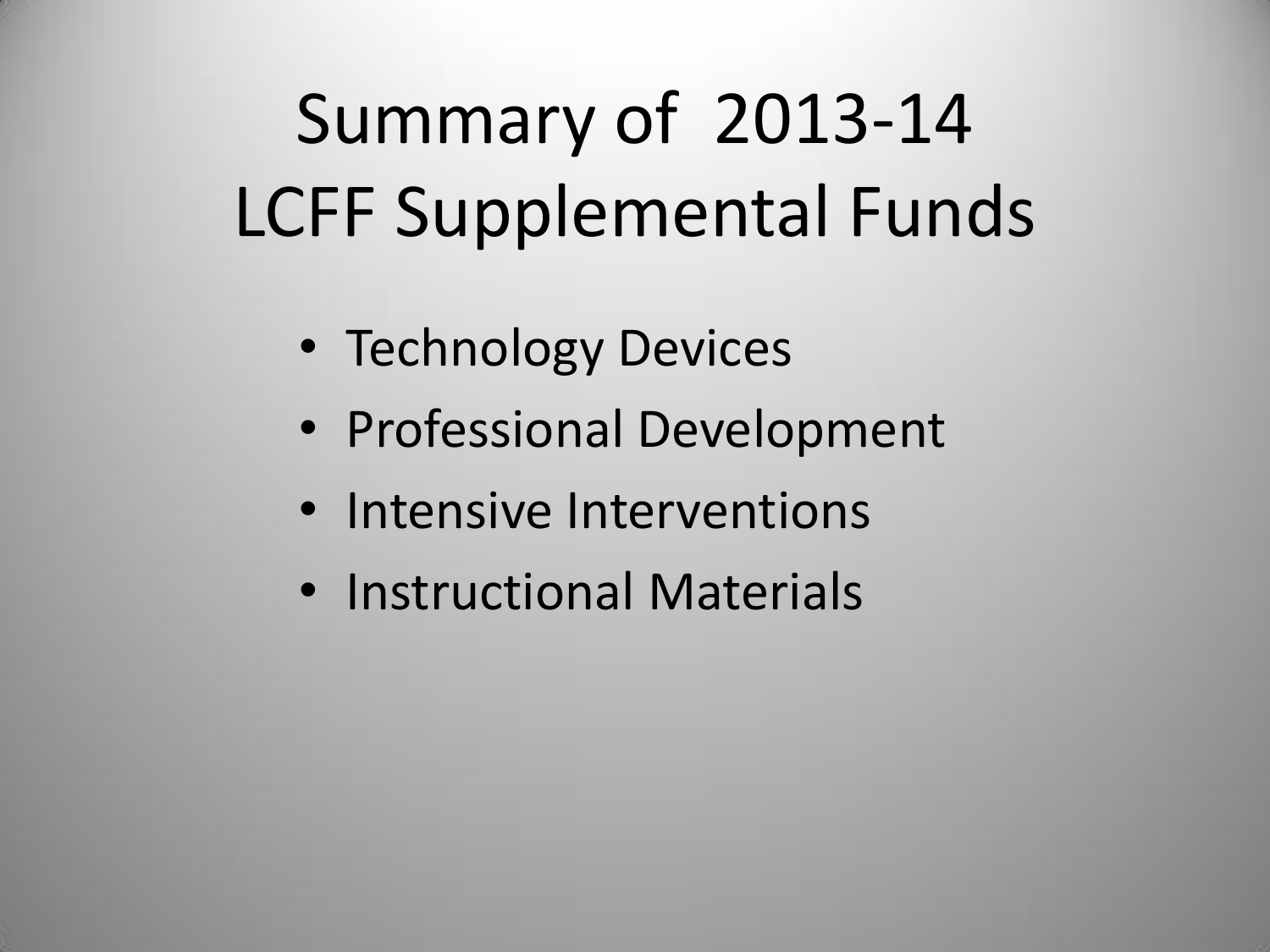# Summary of 2013-14 LCFF Supplemental Funds

- Technology Devices
- Professional Development
- Intensive Interventions
- Instructional Materials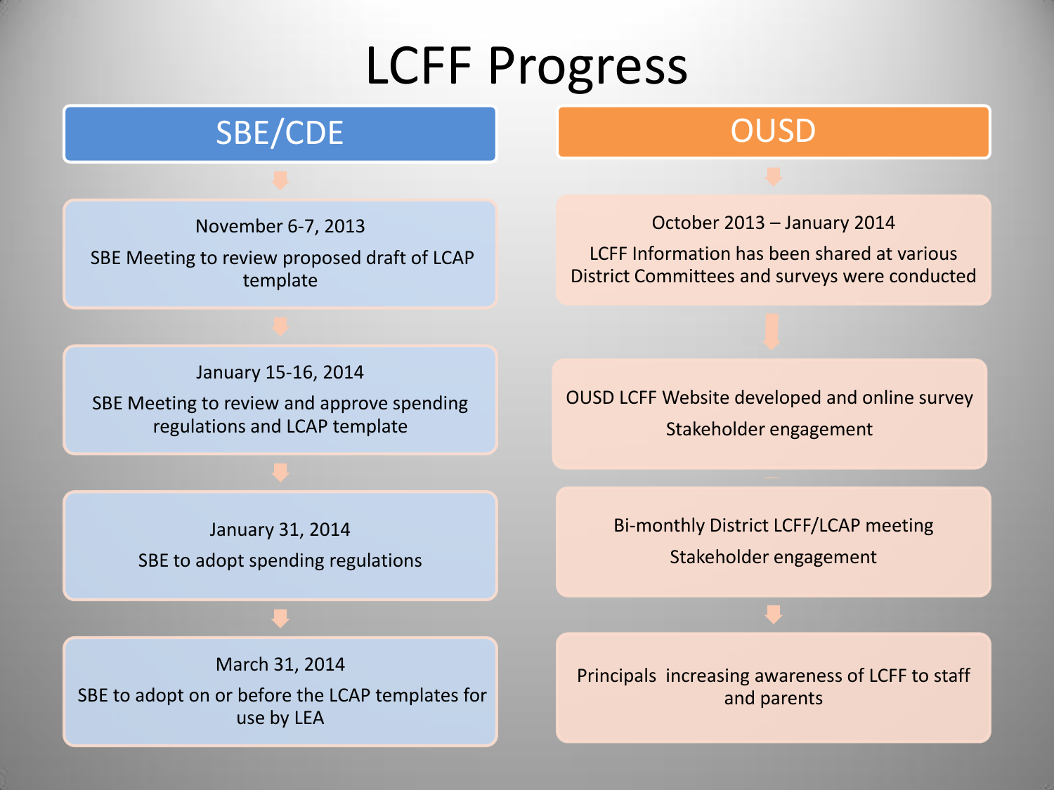# LCFF Progress

## SBE/CDE

**November 6-7, 2013**

SBE Meeting to review proposed draft of LCAP template

**January 15-16, 2014**

SBE Meeting to review and approve spending regulations and LCAP template

**January 31, 2014**

SBE to adopt spending regulations

**March 31, 2014**

SBE to adopt on or before the LCAP templates for use by LEA

## OUSD

**October 2013 – January 2014**

LCFF Information has been shared at various District Committees and surveys were conducted

OUSD LCFF Website developed and online survey

Stakeholder engagement

Bi-monthly District LCFF/LCAP meeting

Stakeholder engagement

Principals increasing awareness of LCFF to staff and parents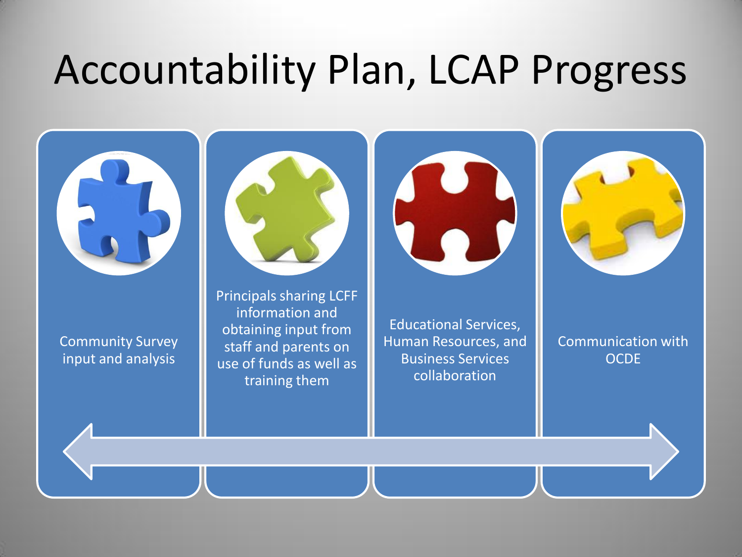# Accountability Plan, LCAP Progress

- Community Survey input and analysis
- Principals sharing LCFF information and obtaining input from staff and parents on use of funds as well as training them
- Educational Services, Human Resources, and Business Services collaboration
- Communication with OCDE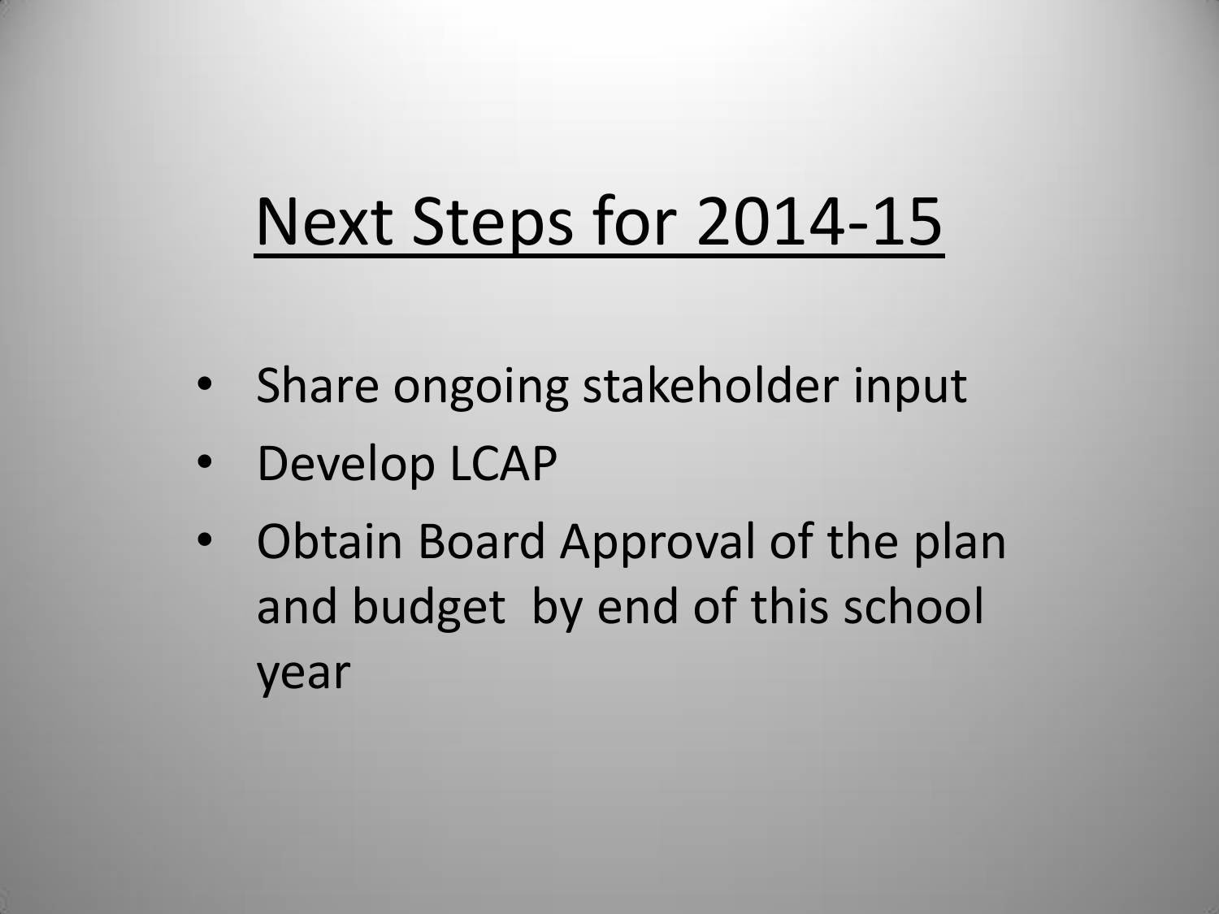# Next Steps for 2014-15

- Share ongoing stakeholder input
- Develop LCAP
- Obtain Board Approval of the plan and budget by end of this school year